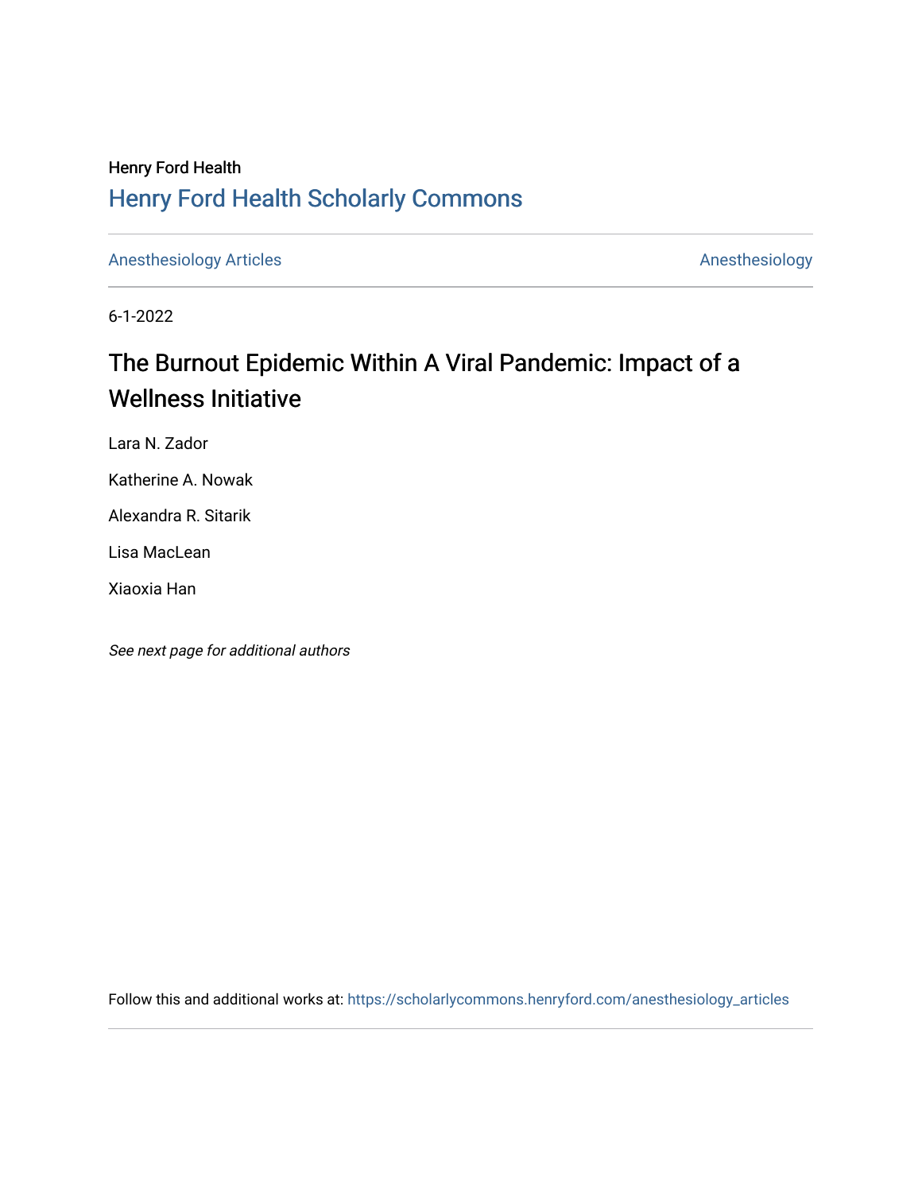Henry Ford Health

# Henry Ford Health Scholarly Commons

Anesthesiology Articles | Anesthesiology

6-1-2022

## The Burnout Epidemic Within A Viral Pandemic: Impact of a Wellness Initiative

Lara N. Zador

Katherine A. Nowak

Alexandra R. Sitarik

Lisa MacLean

Xiaoxia Han

*See next page for additional authors*

Follow this and additional works at: https://scholarlycommons.henryford.com/anesthesiology_articles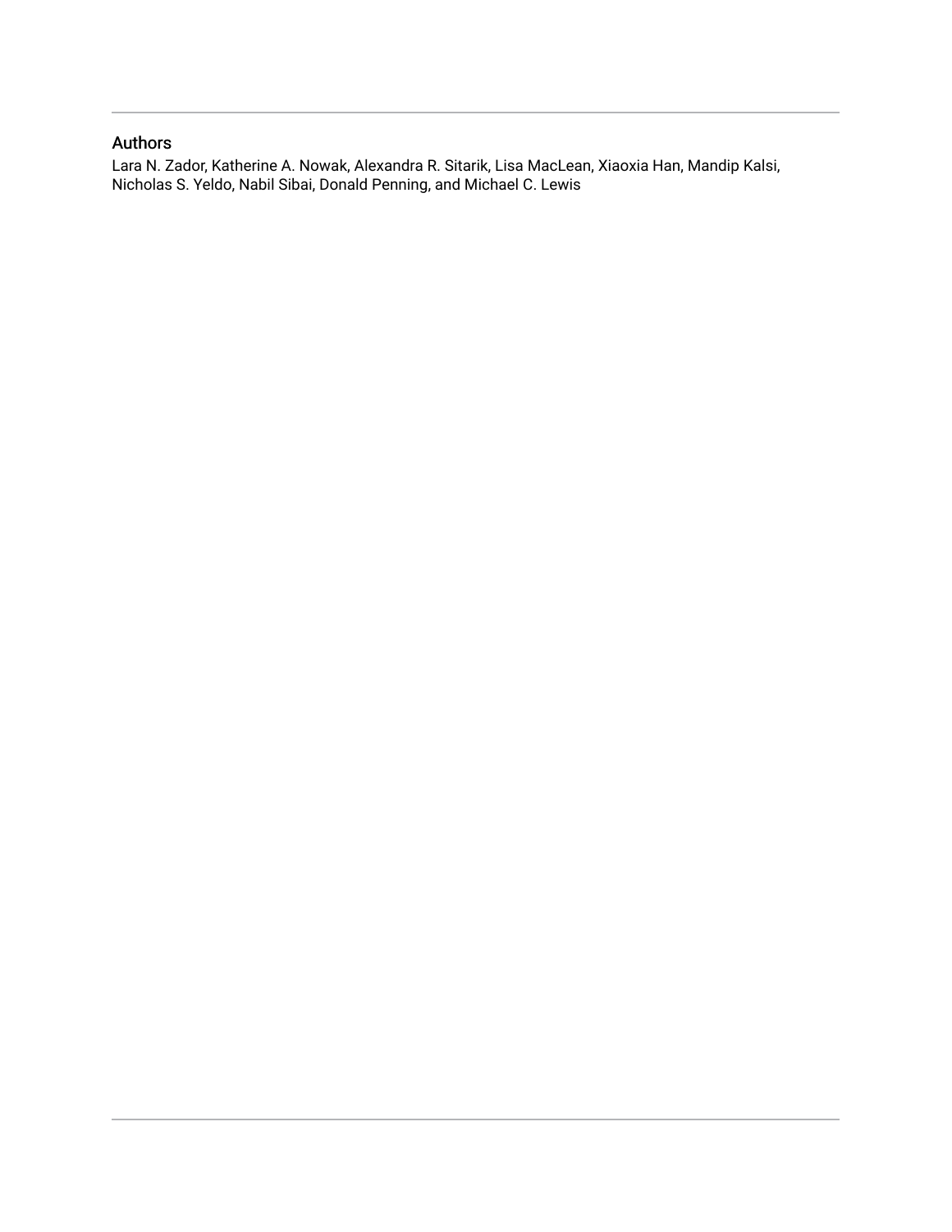## Authors

Lara N. Zador, Katherine A. Nowak, Alexandra R. Sitarik, Lisa MacLean, Xiaoxia Han, Mandip Kalsi, Nicholas S. Yeldo, Nabil Sibai, Donald Penning, and Michael C. Lewis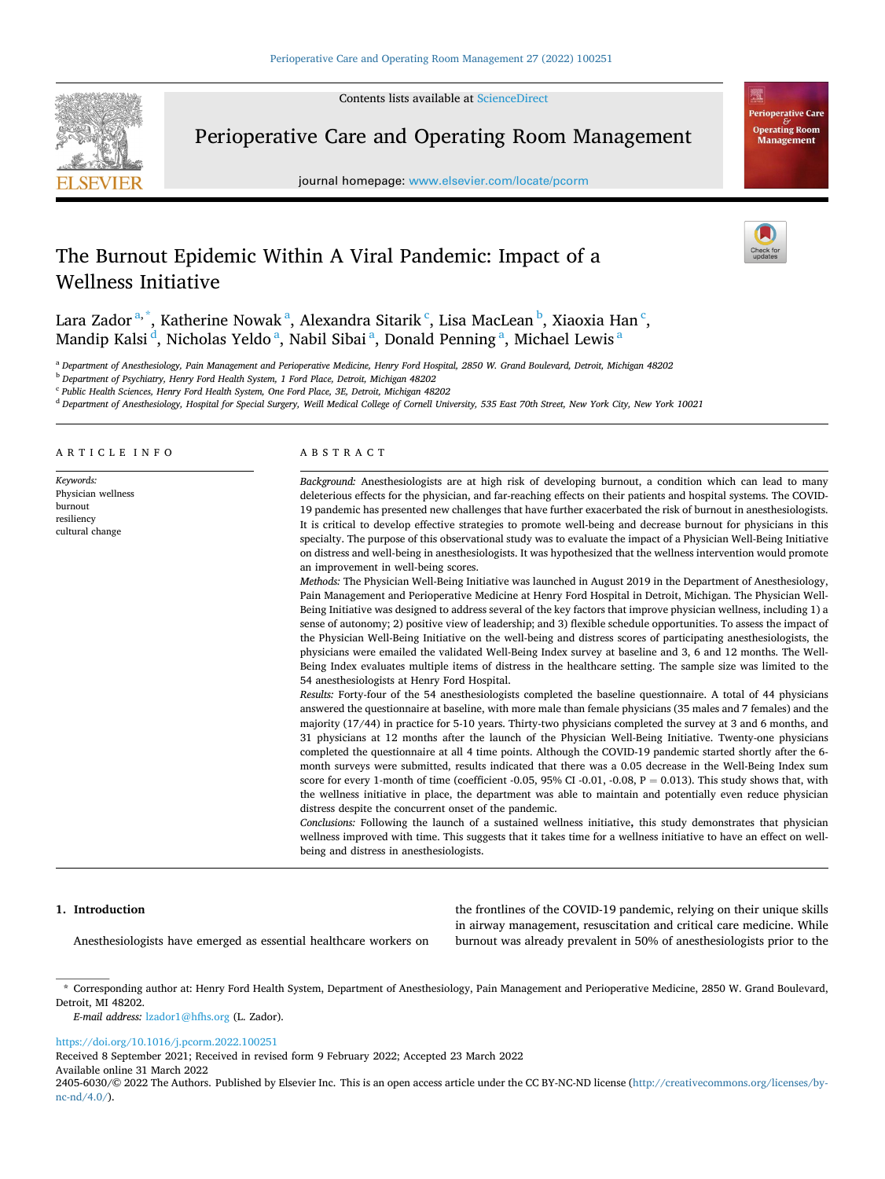# The Burnout Epidemic Within A Viral Pandemic: Impact of a Wellness Initiative

Lara Zador[a,*], Katherine Nowak[a], Alexandra Sitarik[c], Lisa MacLean[b], Xiaoxia Han[c], Mandip Kalsi[d], Nicholas Yeldo[a], Nabil Sibai[a], Donald Penning[a], Michael Lewis[a]

[a] Department of Anesthesiology, Pain Management and Perioperative Medicine, Henry Ford Hospital, 2850 W. Grand Boulevard, Detroit, Michigan 48202
[b] Department of Psychiatry, Henry Ford Health System, 1 Ford Place, Detroit, Michigan 48202
[c] Public Health Sciences, Henry Ford Health System, One Ford Place, 3E, Detroit, Michigan 48202
[d] Department of Anesthesiology, Hospital for Special Surgery, Weill Medical College of Cornell University, 535 East 70th Street, New York City, New York 10021

## ARTICLE INFO

*Keywords:*
Physician wellness
burnout
resiliency
cultural change

## ABSTRACT

*Background:* Anesthesiologists are at high risk of developing burnout, a condition which can lead to many deleterious effects for the physician, and far-reaching effects on their patients and hospital systems. The COVID-19 pandemic has presented new challenges that have further exacerbated the risk of burnout in anesthesiologists. It is critical to develop effective strategies to promote well-being and decrease burnout for physicians in this specialty. The purpose of this observational study was to evaluate the impact of a Physician Well-Being Initiative on distress and well-being in anesthesiologists. It was hypothesized that the wellness intervention would promote an improvement in well-being scores.

*Methods:* The Physician Well-Being Initiative was launched in August 2019 in the Department of Anesthesiology, Pain Management and Perioperative Medicine at Henry Ford Hospital in Detroit, Michigan. The Physician Well-Being Initiative was designed to address several of the key factors that improve physician wellness, including 1) a sense of autonomy; 2) positive view of leadership; and 3) flexible schedule opportunities. To assess the impact of the Physician Well-Being Initiative on the well-being and distress scores of participating anesthesiologists, the physicians were emailed the validated Well-Being Index survey at baseline and 3, 6 and 12 months. The Well-Being Index evaluates multiple items of distress in the healthcare setting. The sample size was limited to the 54 anesthesiologists at Henry Ford Hospital.

*Results:* Forty-four of the 54 anesthesiologists completed the baseline questionnaire. A total of 44 physicians answered the questionnaire at baseline, with more male than female physicians (35 males and 7 females) and the majority (17/44) in practice for 5-10 years. Thirty-two physicians completed the survey at 3 and 6 months, and 31 physicians at 12 months after the launch of the Physician Well-Being Initiative. Twenty-one physicians completed the questionnaire at all 4 time points. Although the COVID-19 pandemic started shortly after the 6-month surveys were submitted, results indicated that there was a 0.05 decrease in the Well-Being Index sum score for every 1-month of time (coefficient -0.05, 95% CI -0.01, -0.08, P = 0.013). This study shows that, with the wellness initiative in place, the department was able to maintain and potentially even reduce physician distress despite the concurrent onset of the pandemic.

*Conclusions:* Following the launch of a sustained wellness initiative**,** this study demonstrates that physician wellness improved with time. This suggests that it takes time for a wellness initiative to have an effect on well-being and distress in anesthesiologists.

## 1. Introduction

Anesthesiologists have emerged as essential healthcare workers on the frontlines of the COVID-19 pandemic, relying on their unique skills in airway management, resuscitation and critical care medicine. While burnout was already prevalent in 50% of anesthesiologists prior to the

\* Corresponding author at: Henry Ford Health System, Department of Anesthesiology, Pain Management and Perioperative Medicine, 2850 W. Grand Boulevard, Detroit, MI 48202.
*E-mail address:* lzador1@hfhs.org (L. Zador).

https://doi.org/10.1016/j.pcorm.2022.100251
Received 8 September 2021; Received in revised form 9 February 2022; Accepted 23 March 2022
Available online 31 March 2022
2405-6030/© 2022 The Authors. Published by Elsevier Inc. This is an open access article under the CC BY-NC-ND license (http://creativecommons.org/licenses/by-nc-nd/4.0/).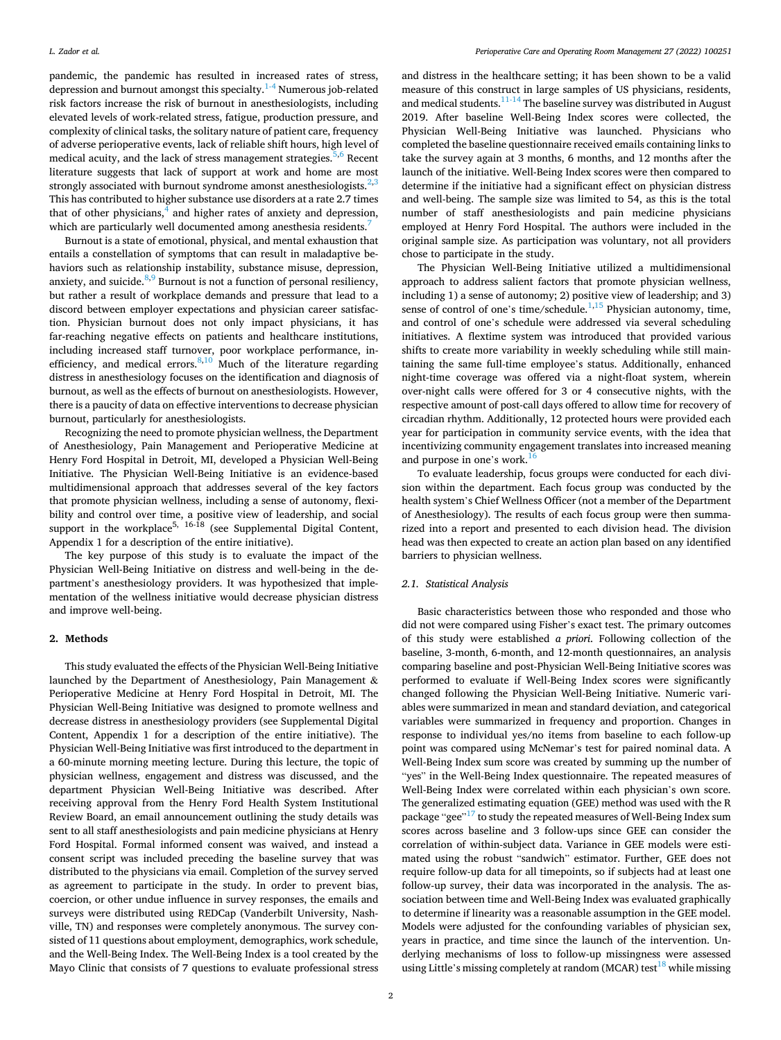pandemic, the pandemic has resulted in increased rates of stress, depression and burnout amongst this specialty.[1-4] Numerous job-related risk factors increase the risk of burnout in anesthesiologists, including elevated levels of work-related stress, fatigue, production pressure, and complexity of clinical tasks, the solitary nature of patient care, frequency of adverse perioperative effects, lack of reliable shift hours, high level of medical acuity, and the lack of stress management strategies.[5,6] Recent literature suggests that lack of support at work and home are most strongly associated with burnout syndrome amonst anesthesiologists.[2,3] This has contributed to higher substance use disorders at a rate 2.7 times that of other physicians,[4] and higher rates of anxiety and depression, which are particularly well documented among anesthesia residents.[7]

Burnout is a state of emotional, physical, and mental exhaustion that entails a constellation of symptoms that can result in maladaptive behaviors such as relationship instability, substance misuse, depression, anxiety, and suicide.[8,9] Burnout is not a function of personal resiliency, but rather a result of workplace demands and pressure that lead to a discord between employer expectations and physician career satisfaction. Physician burnout does not only impact physicians, it has far-reaching negative effects on patients and healthcare institutions, including increased staff turnover, poor workplace performance, inefficiency, and medical errors.[8,10] Much of the literature regarding distress in anesthesiology focuses on the identification and diagnosis of burnout, as well as the effects of burnout on anesthesiologists. However, there is a paucity of data on effective interventions to decrease physician burnout, particularly for anesthesiologists.

Recognizing the need to promote physician wellness, the Department of Anesthesiology, Pain Management and Perioperative Medicine at Henry Ford Hospital in Detroit, MI, developed a Physician Well-Being Initiative. The Physician Well-Being Initiative is an evidence-based multidimensional approach that addresses several of the key factors that promote physician wellness, including a sense of autonomy, flexibility and control over time, a positive view of leadership, and social support in the workplace[5, 16-18] (see Supplemental Digital Content, Appendix 1 for a description of the entire initiative).

The key purpose of this study is to evaluate the impact of the Physician Well-Being Initiative on distress and well-being in the department's anesthesiology providers. It was hypothesized that implementation of the wellness initiative would decrease physician distress and improve well-being.

## 2. Methods

This study evaluated the effects of the Physician Well-Being Initiative launched by the Department of Anesthesiology, Pain Management & Perioperative Medicine at Henry Ford Hospital in Detroit, MI. The Physician Well-Being Initiative was designed to promote wellness and decrease distress in anesthesiology providers (see Supplemental Digital Content, Appendix 1 for a description of the entire initiative). The Physician Well-Being Initiative was first introduced to the department in a 60-minute morning meeting lecture. During this lecture, the topic of physician wellness, engagement and distress was discussed, and the department Physician Well-Being Initiative was described. After receiving approval from the Henry Ford Health System Institutional Review Board, an email announcement outlining the study details was sent to all staff anesthesiologists and pain medicine physicians at Henry Ford Hospital. Formal informed consent was waived, and instead a consent script was included preceding the baseline survey that was distributed to the physicians via email. Completion of the survey served as agreement to participate in the study. In order to prevent bias, coercion, or other undue influence in survey responses, the emails and surveys were distributed using REDCap (Vanderbilt University, Nashville, TN) and responses were completely anonymous. The survey consisted of 11 questions about employment, demographics, work schedule, and the Well-Being Index. The Well-Being Index is a tool created by the Mayo Clinic that consists of 7 questions to evaluate professional stress and distress in the healthcare setting; it has been shown to be a valid measure of this construct in large samples of US physicians, residents, and medical students.[11-14] The baseline survey was distributed in August 2019. After baseline Well-Being Index scores were collected, the Physician Well-Being Initiative was launched. Physicians who completed the baseline questionnaire received emails containing links to take the survey again at 3 months, 6 months, and 12 months after the launch of the initiative. Well-Being Index scores were then compared to determine if the initiative had a significant effect on physician distress and well-being. The sample size was limited to 54, as this is the total number of staff anesthesiologists and pain medicine physicians employed at Henry Ford Hospital. The authors were included in the original sample size. As participation was voluntary, not all providers chose to participate in the study.

The Physician Well-Being Initiative utilized a multidimensional approach to address salient factors that promote physician wellness, including 1) a sense of autonomy; 2) positive view of leadership; and 3) sense of control of one's time/schedule.[1,15] Physician autonomy, time, and control of one's schedule were addressed via several scheduling initiatives. A flextime system was introduced that provided various shifts to create more variability in weekly scheduling while still maintaining the same full-time employee's status. Additionally, enhanced night-time coverage was offered via a night-float system, wherein over-night calls were offered for 3 or 4 consecutive nights, with the respective amount of post-call days offered to allow time for recovery of circadian rhythm. Additionally, 12 protected hours were provided each year for participation in community service events, with the idea that incentivizing community engagement translates into increased meaning and purpose in one's work.[16]

To evaluate leadership, focus groups were conducted for each division within the department. Each focus group was conducted by the health system's Chief Wellness Officer (not a member of the Department of Anesthesiology). The results of each focus group were then summarized into a report and presented to each division head. The division head was then expected to create an action plan based on any identified barriers to physician wellness.

### 2.1. Statistical Analysis

Basic characteristics between those who responded and those who did not were compared using Fisher's exact test. The primary outcomes of this study were established *a priori*. Following collection of the baseline, 3-month, 6-month, and 12-month questionnaires, an analysis comparing baseline and post-Physician Well-Being Initiative scores was performed to evaluate if Well-Being Index scores were significantly changed following the Physician Well-Being Initiative. Numeric variables were summarized in mean and standard deviation, and categorical variables were summarized in frequency and proportion. Changes in response to individual yes/no items from baseline to each follow-up point was compared using McNemar's test for paired nominal data. A Well-Being Index sum score was created by summing up the number of "yes" in the Well-Being Index questionnaire. The repeated measures of Well-Being Index were correlated within each physician's own score. The generalized estimating equation (GEE) method was used with the R package "gee"[17] to study the repeated measures of Well-Being Index sum scores across baseline and 3 follow-ups since GEE can consider the correlation of within-subject data. Variance in GEE models were estimated using the robust "sandwich" estimator. Further, GEE does not require follow-up data for all timepoints, so if subjects had at least one follow-up survey, their data was incorporated in the analysis. The association between time and Well-Being Index was evaluated graphically to determine if linearity was a reasonable assumption in the GEE model. Models were adjusted for the confounding variables of physician sex, years in practice, and time since the launch of the intervention. Underlying mechanisms of loss to follow-up missingness were assessed using Little's missing completely at random (MCAR) test[18] while missing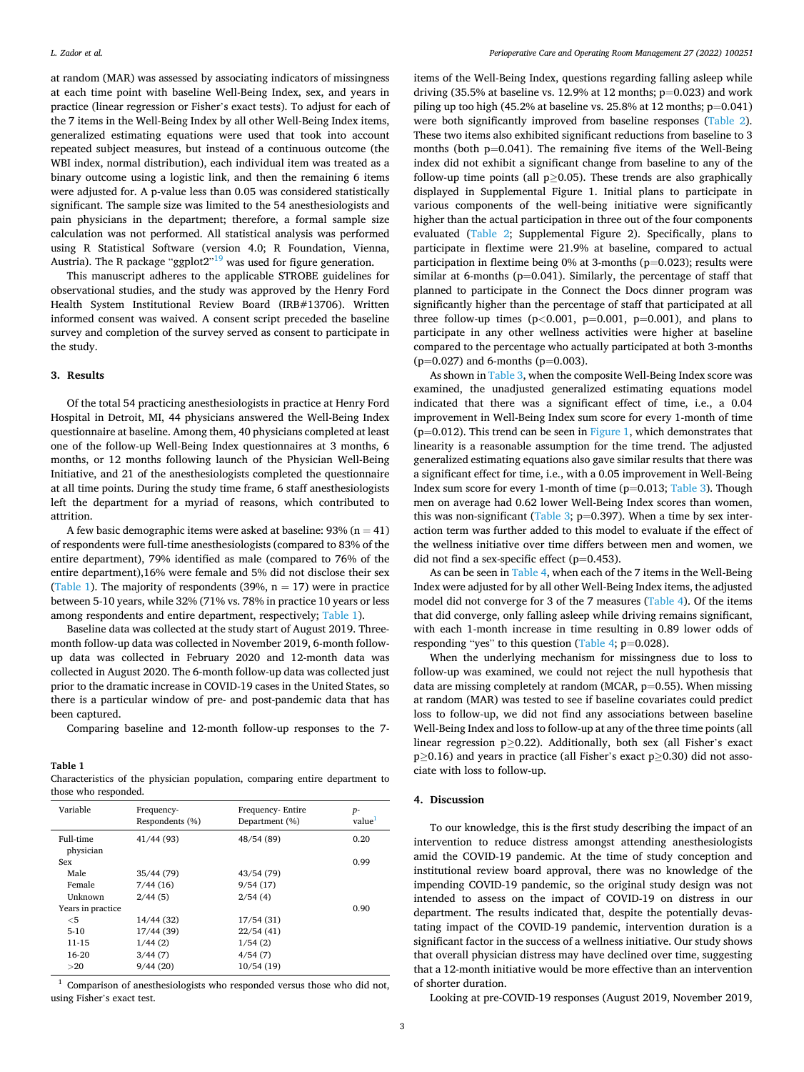at random (MAR) was assessed by associating indicators of missingness at each time point with baseline Well-Being Index, sex, and years in practice (linear regression or Fisher's exact tests). To adjust for each of the 7 items in the Well-Being Index by all other Well-Being Index items, generalized estimating equations were used that took into account repeated subject measures, but instead of a continuous outcome (the WBI index, normal distribution), each individual item was treated as a binary outcome using a logistic link, and then the remaining 6 items were adjusted for. A p-value less than 0.05 was considered statistically significant. The sample size was limited to the 54 anesthesiologists and pain physicians in the department; therefore, a formal sample size calculation was not performed. All statistical analysis was performed using R Statistical Software (version 4.0; R Foundation, Vienna, Austria). The R package "ggplot2"[19] was used for figure generation.

This manuscript adheres to the applicable STROBE guidelines for observational studies, and the study was approved by the Henry Ford Health System Institutional Review Board (IRB#13706). Written informed consent was waived. A consent script preceded the baseline survey and completion of the survey served as consent to participate in the study.

## 3. Results

Of the total 54 practicing anesthesiologists in practice at Henry Ford Hospital in Detroit, MI, 44 physicians answered the Well-Being Index questionnaire at baseline. Among them, 40 physicians completed at least one of the follow-up Well-Being Index questionnaires at 3 months, 6 months, or 12 months following launch of the Physician Well-Being Initiative, and 21 of the anesthesiologists completed the questionnaire at all time points. During the study time frame, 6 staff anesthesiologists left the department for a myriad of reasons, which contributed to attrition.

A few basic demographic items were asked at baseline: 93% (n = 41) of respondents were full-time anesthesiologists (compared to 83% of the entire department), 79% identified as male (compared to 76% of the entire department),16% were female and 5% did not disclose their sex (Table 1). The majority of respondents (39%, n = 17) were in practice between 5-10 years, while 32% (71% vs. 78% in practice 10 years or less among respondents and entire department, respectively; Table 1).

Baseline data was collected at the study start of August 2019. Three-month follow-up data was collected in November 2019, 6-month follow-up data was collected in February 2020 and 12-month data was collected in August 2020. The 6-month follow-up data was collected just prior to the dramatic increase in COVID-19 cases in the United States, so there is a particular window of pre- and post-pandemic data that has been captured.

Comparing baseline and 12-month follow-up responses to the 7-items of the Well-Being Index, questions regarding falling asleep while driving (35.5% at baseline vs. 12.9% at 12 months; p=0.023) and work piling up too high (45.2% at baseline vs. 25.8% at 12 months; p=0.041) were both significantly improved from baseline responses (Table 2). These two items also exhibited significant reductions from baseline to 3 months (both p=0.041). The remaining five items of the Well-Being index did not exhibit a significant change from baseline to any of the follow-up time points (all p≥0.05). These trends are also graphically displayed in Supplemental Figure 1. Initial plans to participate in various components of the well-being initiative were significantly higher than the actual participation in three out of the four components evaluated (Table 2; Supplemental Figure 2). Specifically, plans to participate in flextime were 21.9% at baseline, compared to actual participation in flextime being 0% at 3-months (p=0.023); results were similar at 6-months (p=0.041). Similarly, the percentage of staff that planned to participate in the Connect the Docs dinner program was significantly higher than the percentage of staff that participated at all three follow-up times (p<0.001, p=0.001, p=0.001), and plans to participate in any other wellness activities were higher at baseline compared to the percentage who actually participated at both 3-months (p=0.027) and 6-months (p=0.003).

As shown in Table 3, when the composite Well-Being Index score was examined, the unadjusted generalized estimating equations model indicated that there was a significant effect of time, i.e., a 0.04 improvement in Well-Being Index sum score for every 1-month of time (p=0.012). This trend can be seen in Figure 1, which demonstrates that linearity is a reasonable assumption for the time trend. The adjusted generalized estimating equations also gave similar results that there was a significant effect for time, i.e., with a 0.05 improvement in Well-Being Index sum score for every 1-month of time (p=0.013; Table 3). Though men on average had 0.62 lower Well-Being Index scores than women, this was non-significant (Table 3; p=0.397). When a time by sex interaction term was further added to this model to evaluate if the effect of the wellness initiative over time differs between men and women, we did not find a sex-specific effect (p=0.453).

As can be seen in Table 4, when each of the 7 items in the Well-Being Index were adjusted for by all other Well-Being Index items, the adjusted model did not converge for 3 of the 7 measures (Table 4). Of the items that did converge, only falling asleep while driving remains significant, with each 1-month increase in time resulting in 0.89 lower odds of responding "yes" to this question (Table 4; p=0.028).

When the underlying mechanism for missingness due to loss to follow-up was examined, we could not reject the null hypothesis that data are missing completely at random (MCAR, p=0.55). When missing at random (MAR) was tested to see if baseline covariates could predict loss to follow-up, we did not find any associations between baseline Well-Being Index and loss to follow-up at any of the three time points (all linear regression p≥0.22). Additionally, both sex (all Fisher's exact p≥0.16) and years in practice (all Fisher's exact p≥0.30) did not associate with loss to follow-up.

**Table 1**
Characteristics of the physician population, comparing entire department to those who responded.

| Variable | Frequency- Respondents (%) | Frequency- Entire Department (%) | p-value[1] |
|---|---|---|---|
| Full-time physician | 41/44 (93) | 48/54 (89) | 0.20 |
| Sex | | | 0.99 |
| Male | 35/44 (79) | 43/54 (79) | |
| Female | 7/44 (16) | 9/54 (17) | |
| Unknown | 2/44 (5) | 2/54 (4) | |
| Years in practice | | | 0.90 |
| <5 | 14/44 (32) | 17/54 (31) | |
| 5-10 | 17/44 (39) | 22/54 (41) | |
| 11-15 | 1/44 (2) | 1/54 (2) | |
| 16-20 | 3/44 (7) | 4/54 (7) | |
| >20 | 9/44 (20) | 10/54 (19) | |

[1] Comparison of anesthesiologists who responded versus those who did not, using Fisher's exact test.

## 4. Discussion

To our knowledge, this is the first study describing the impact of an intervention to reduce distress amongst attending anesthesiologists amid the COVID-19 pandemic. At the time of study conception and institutional review board approval, there was no knowledge of the impending COVID-19 pandemic, so the original study design was not intended to assess on the impact of COVID-19 on distress in our department. The results indicated that, despite the potentially devastating impact of the COVID-19 pandemic, intervention duration is a significant factor in the success of a wellness initiative. Our study shows that overall physician distress may have declined over time, suggesting that a 12-month initiative would be more effective than an intervention of shorter duration.

Looking at pre-COVID-19 responses (August 2019, November 2019,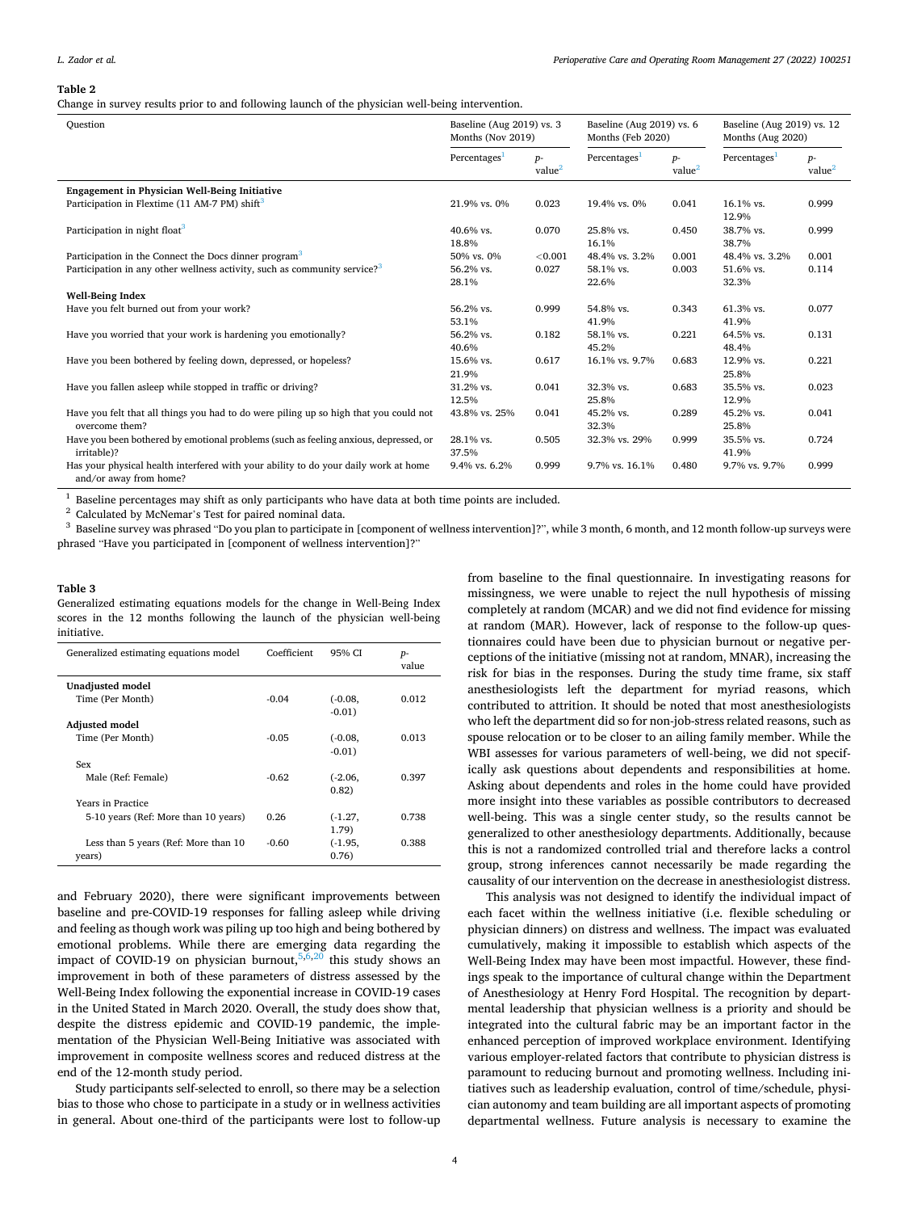**Table 2**

Change in survey results prior to and following launch of the physician well-being intervention.

| Question | Baseline (Aug 2019) vs. 3 Months (Nov 2019) | | Baseline (Aug 2019) vs. 6 Months (Feb 2020) | | Baseline (Aug 2019) vs. 12 Months (Aug 2020) | |
|---|---|---|---|---|---|---|
| | Percentages[1] | p-value[2] | Percentages[1] | p-value[2] | Percentages[1] | p-value[2] |
| **Engagement in Physician Well-Being Initiative** | | | | | | |
| Participation in Flextime (11 AM-7 PM) shift[3] | 21.9% vs. 0% | 0.023 | 19.4% vs. 0% | 0.041 | 16.1% vs. 12.9% | 0.999 |
| Participation in night float[3] | 40.6% vs. 18.8% | 0.070 | 25.8% vs. 16.1% | 0.450 | 38.7% vs. 38.7% | 0.999 |
| Participation in the Connect the Docs dinner program[3] | 50% vs. 0% | <0.001 | 48.4% vs. 3.2% | 0.001 | 48.4% vs. 3.2% | 0.001 |
| Participation in any other wellness activity, such as community service?[3] | 56.2% vs. 28.1% | 0.027 | 58.1% vs. 22.6% | 0.003 | 51.6% vs. 32.3% | 0.114 |
| **Well-Being Index** | | | | | | |
| Have you felt burned out from your work? | 56.2% vs. 53.1% | 0.999 | 54.8% vs. 41.9% | 0.343 | 61.3% vs. 41.9% | 0.077 |
| Have you worried that your work is hardening you emotionally? | 56.2% vs. 40.6% | 0.182 | 58.1% vs. 45.2% | 0.221 | 64.5% vs. 48.4% | 0.131 |
| Have you been bothered by feeling down, depressed, or hopeless? | 15.6% vs. 21.9% | 0.617 | 16.1% vs. 9.7% | 0.683 | 12.9% vs. 25.8% | 0.221 |
| Have you fallen asleep while stopped in traffic or driving? | 31.2% vs. 12.5% | 0.041 | 32.3% vs. 25.8% | 0.683 | 35.5% vs. 12.9% | 0.023 |
| Have you felt that all things you had to do were piling up so high that you could not overcome them? | 43.8% vs. 25% | 0.041 | 45.2% vs. 32.3% | 0.289 | 45.2% vs. 25.8% | 0.041 |
| Have you been bothered by emotional problems (such as feeling anxious, depressed, or irritable)? | 28.1% vs. 37.5% | 0.505 | 32.3% vs. 29% | 0.999 | 35.5% vs. 41.9% | 0.724 |
| Has your physical health interfered with your ability to do your daily work at home and/or away from home? | 9.4% vs. 6.2% | 0.999 | 9.7% vs. 16.1% | 0.480 | 9.7% vs. 9.7% | 0.999 |

[1] Baseline percentages may shift as only participants who have data at both time points are included.

[2] Calculated by McNemar's Test for paired nominal data.

[3] Baseline survey was phrased "Do you plan to participate in [component of wellness intervention]?", while 3 month, 6 month, and 12 month follow-up surveys were phrased "Have you participated in [component of wellness intervention]?"

**Table 3**

Generalized estimating equations models for the change in Well-Being Index scores in the 12 months following the launch of the physician well-being initiative.

| Generalized estimating equations model | Coefficient | 95% CI | p-value |
|---|---|---|---|
| **Unadjusted model** | | | |
| Time (Per Month) | -0.04 | (-0.08, -0.01) | 0.012 |
| **Adjusted model** | | | |
| Time (Per Month) | -0.05 | (-0.08, -0.01) | 0.013 |
| Sex | | | |
| Male (Ref: Female) | -0.62 | (-2.06, 0.82) | 0.397 |
| Years in Practice | | | |
| 5-10 years (Ref: More than 10 years) | 0.26 | (-1.27, 1.79) | 0.738 |
| Less than 5 years (Ref: More than 10 years) | -0.60 | (-1.95, 0.76) | 0.388 |

and February 2020), there were significant improvements between baseline and pre-COVID-19 responses for falling asleep while driving and feeling as though work was piling up too high and being bothered by emotional problems. While there are emerging data regarding the impact of COVID-19 on physician burnout,[5,6,20] this study shows an improvement in both of these parameters of distress assessed by the Well-Being Index following the exponential increase in COVID-19 cases in the United Stated in March 2020. Overall, the study does show that, despite the distress epidemic and COVID-19 pandemic, the implementation of the Physician Well-Being Initiative was associated with improvement in composite wellness scores and reduced distress at the end of the 12-month study period.

Study participants self-selected to enroll, so there may be a selection bias to those who chose to participate in a study or in wellness activities in general. About one-third of the participants were lost to follow-up from baseline to the final questionnaire. In investigating reasons for missingness, we were unable to reject the null hypothesis of missing completely at random (MCAR) and we did not find evidence for missing at random (MAR). However, lack of response to the follow-up questionnaires could have been due to physician burnout or negative perceptions of the initiative (missing not at random, MNAR), increasing the risk for bias in the responses. During the study time frame, six staff anesthesiologists left the department for myriad reasons, which contributed to attrition. It should be noted that most anesthesiologists who left the department did so for non-job-stress related reasons, such as spouse relocation or to be closer to an ailing family member. While the WBI assesses for various parameters of well-being, we did not specifically ask questions about dependents and responsibilities at home. Asking about dependents and roles in the home could have provided more insight into these variables as possible contributors to decreased well-being. This was a single center study, so the results cannot be generalized to other anesthesiology departments. Additionally, because this is not a randomized controlled trial and therefore lacks a control group, strong inferences cannot necessarily be made regarding the causality of our intervention on the decrease in anesthesiologist distress.

This analysis was not designed to identify the individual impact of each facet within the wellness initiative (i.e. flexible scheduling or physician dinners) on distress and wellness. The impact was evaluated cumulatively, making it impossible to establish which aspects of the Well-Being Index may have been most impactful. However, these findings speak to the importance of cultural change within the Department of Anesthesiology at Henry Ford Hospital. The recognition by departmental leadership that physician wellness is a priority and should be integrated into the cultural fabric may be an important factor in the enhanced perception of improved workplace environment. Identifying various employer-related factors that contribute to physician distress is paramount to reducing burnout and promoting wellness. Including initiatives such as leadership evaluation, control of time/schedule, physician autonomy and team building are all important aspects of promoting departmental wellness. Future analysis is necessary to examine the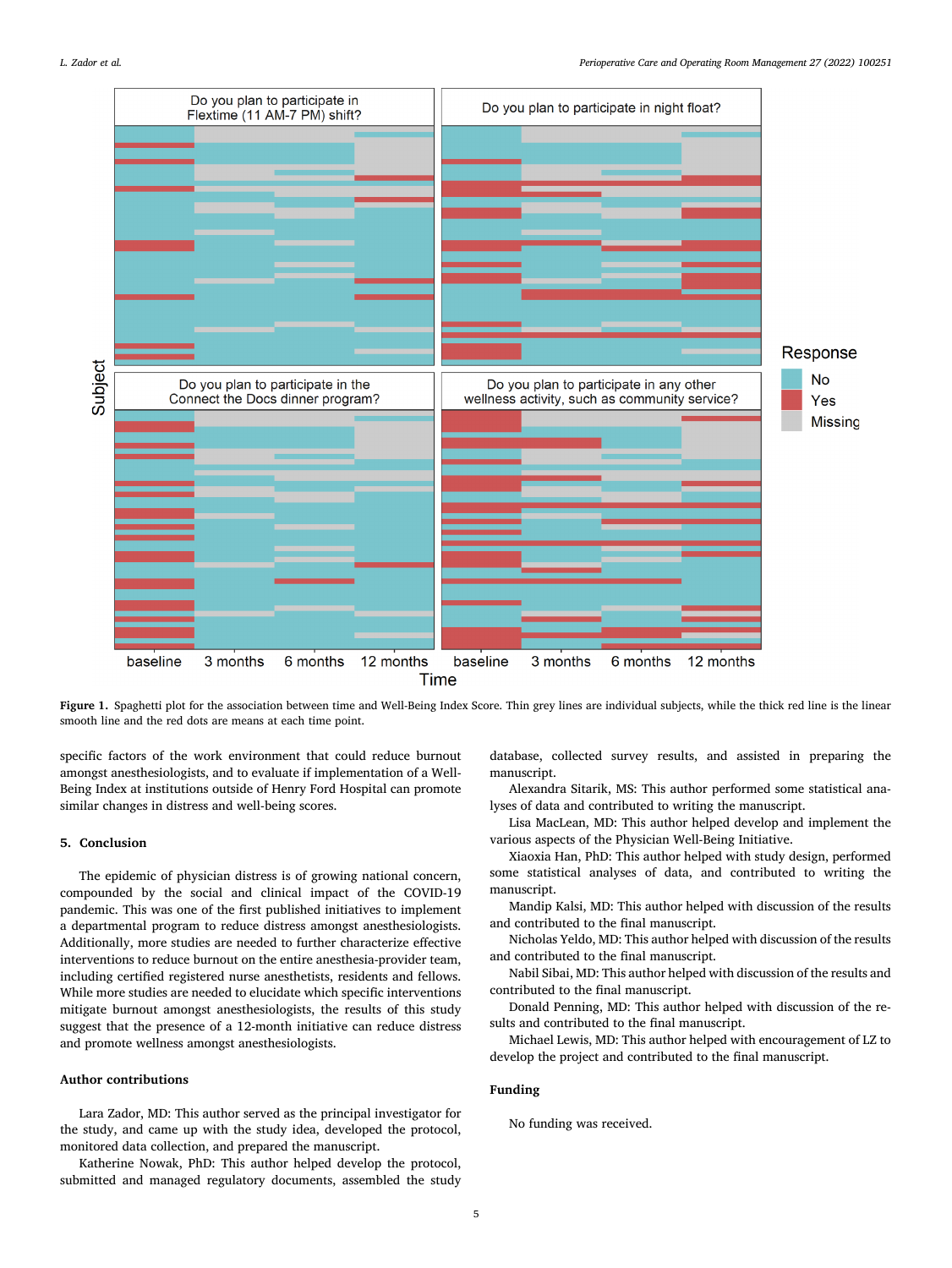Figure 1. Spaghetti plot for the association between time and Well-Being Index Score. Thin grey lines are individual subjects, while the thick red line is the linear smooth line and the red dots are means at each time point.

specific factors of the work environment that could reduce burnout amongst anesthesiologists, and to evaluate if implementation of a Well-Being Index at institutions outside of Henry Ford Hospital can promote similar changes in distress and well-being scores.

## 5. Conclusion

The epidemic of physician distress is of growing national concern, compounded by the social and clinical impact of the COVID-19 pandemic. This was one of the first published initiatives to implement a departmental program to reduce distress amongst anesthesiologists. Additionally, more studies are needed to further characterize effective interventions to reduce burnout on the entire anesthesia-provider team, including certified registered nurse anesthetists, residents and fellows. While more studies are needed to elucidate which specific interventions mitigate burnout amongst anesthesiologists, the results of this study suggest that the presence of a 12-month initiative can reduce distress and promote wellness amongst anesthesiologists.

## Author contributions

Lara Zador, MD: This author served as the principal investigator for the study, and came up with the study idea, developed the protocol, monitored data collection, and prepared the manuscript.

Katherine Nowak, PhD: This author helped develop the protocol, submitted and managed regulatory documents, assembled the study database, collected survey results, and assisted in preparing the manuscript.

Alexandra Sitarik, MS: This author performed some statistical analyses of data and contributed to writing the manuscript.

Lisa MacLean, MD: This author helped develop and implement the various aspects of the Physician Well-Being Initiative.

Xiaoxia Han, PhD: This author helped with study design, performed some statistical analyses of data, and contributed to writing the manuscript.

Mandip Kalsi, MD: This author helped with discussion of the results and contributed to the final manuscript.

Nicholas Yeldo, MD: This author helped with discussion of the results and contributed to the final manuscript.

Nabil Sibai, MD: This author helped with discussion of the results and contributed to the final manuscript.

Donald Penning, MD: This author helped with discussion of the results and contributed to the final manuscript.

Michael Lewis, MD: This author helped with encouragement of LZ to develop the project and contributed to the final manuscript.

## Funding

No funding was received.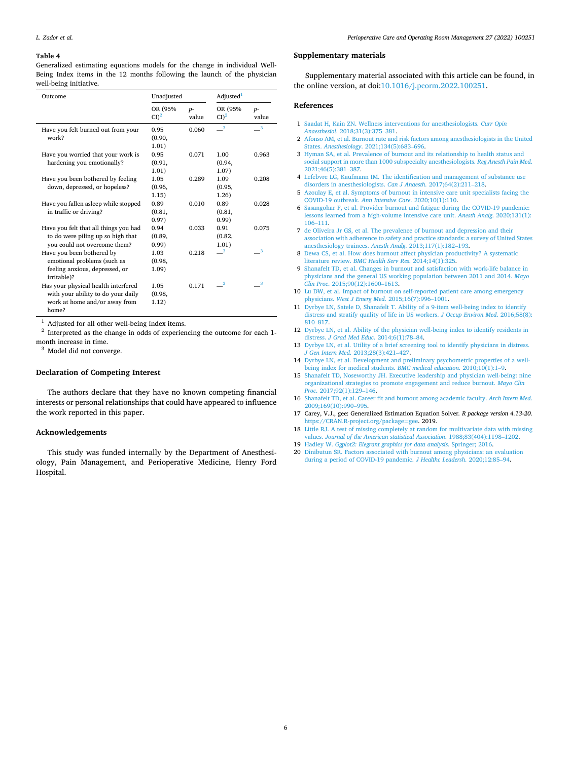**Table 4**

Generalized estimating equations models for the change in individual Well-Being Index items in the 12 months following the launch of the physician well-being initiative.

| Outcome | Unadjusted | | Adjusted[1] | |
|---|---|---|---|---|
| | OR (95% CI)[2] | p-value | OR (95% CI)[2] | p-value |
| Have you felt burned out from your work? | 0.95 (0.90, 1.01) | 0.060 | —[3] | —[3] |
| Have you worried that your work is hardening you emotionally? | 0.95 (0.91, 1.01) | 0.071 | 1.00 (0.94, 1.07) | 0.963 |
| Have you been bothered by feeling down, depressed, or hopeless? | 1.05 (0.96, 1.15) | 0.289 | 1.09 (0.95, 1.26) | 0.208 |
| Have you fallen asleep while stopped in traffic or driving? | 0.89 (0.81, 0.97) | 0.010 | 0.89 (0.81, 0.99) | 0.028 |
| Have you felt that all things you had to do were piling up so high that you could not overcome them? | 0.94 (0.89, 0.99) | 0.033 | 0.91 (0.82, 1.01) | 0.075 |
| Have you been bothered by emotional problems (such as feeling anxious, depressed, or irritable)? | 1.03 (0.98, 1.09) | 0.218 | —[3] | —[3] |
| Has your physical health interfered with your ability to do your daily work at home and/or away from home? | 1.05 (0.98, 1.12) | 0.171 | —[3] | —[3] |

[1] Adjusted for all other well-being index items.
[2] Interpreted as the change in odds of experiencing the outcome for each 1-month increase in time.
[3] Model did not converge.

## Declaration of Competing Interest

The authors declare that they have no known competing financial interests or personal relationships that could have appeared to influence the work reported in this paper.

## Acknowledgements

This study was funded internally by the Department of Anesthesiology, Pain Management, and Perioperative Medicine, Henry Ford Hospital.

## Supplementary materials

Supplementary material associated with this article can be found, in the online version, at doi:10.1016/j.pcorm.2022.100251.

## References

1. Saadat H, Kain ZN. Wellness interventions for anesthesiologists. *Curr Opin Anaesthesiol.* 2018;31(3):375–381.
2. Afonso AM, et al. Burnout rate and risk factors among anesthesiologists in the United States. *Anesthesiology.* 2021;134(5):683–696.
3. Hyman SA, et al. Prevalence of burnout and its relationship to health status and social support in more than 1000 subspecialty anesthesiologists. *Reg Anesth Pain Med.* 2021;46(5):381–387.
4. Lefebvre LG, Kaufmann IM. The identification and management of substance use disorders in anesthesiologists. *Can J Anaesth.* 2017;64(2):211–218.
5. Azoulay E, et al. Symptoms of burnout in intensive care unit specialists facing the COVID-19 outbreak. *Ann Intensive Care.* 2020;10(1):110.
6. Sasangohar F, et al. Provider burnout and fatigue during the COVID-19 pandemic: lessons learned from a high-volume intensive care unit. *Anesth Analg.* 2020;131(1):106–111.
7. de Oliveira Jr GS, et al. The prevalence of burnout and depression and their association with adherence to safety and practice standards: a survey of United States anesthesiology trainees. *Anesth Analg.* 2013;117(1):182–193.
8. Dewa CS, et al. How does burnout affect physician productivity? A systematic literature review. *BMC Health Serv Res.* 2014;14(1):325.
9. Shanafelt TD, et al. Changes in burnout and satisfaction with work-life balance in physicians and the general US working population between 2011 and 2014. *Mayo Clin Proc.* 2015;90(12):1600–1613.
10. Lu DW, et al. Impact of burnout on self-reported patient care among emergency physicians. *West J Emerg Med.* 2015;16(7):996–1001.
11. Dyrbye LN, Satele D, Shanafelt T. Ability of a 9-item well-being index to identify distress and stratify quality of life in US workers. *J Occup Environ Med.* 2016;58(8):810–817.
12. Dyrbye LN, et al. Ability of the physician well-being index to identify residents in distress. *J Grad Med Educ.* 2014;6(1):78–84.
13. Dyrbye LN, et al. Utility of a brief screening tool to identify physicians in distress. *J Gen Intern Med.* 2013;28(3):421–427.
14. Dyrbye LN, et al. Development and preliminary psychometric properties of a well-being index for medical students. *BMC medical education.* 2010;10(1):1–9.
15. Shanafelt TD, Noseworthy JH. Executive leadership and physician well-being: nine organizational strategies to promote engagement and reduce burnout. *Mayo Clin Proc.* 2017;92(1):129–146.
16. Shanafelt TD, et al. Career fit and burnout among academic faculty. *Arch Intern Med.* 2009;169(10):990–995.
17. Carey, V.J., gee: Generalized Estimation Equation Solver. *R package version 4.13-20.* https://CRAN.R-project.org/package=gee. 2019.
18. Little RJ. A test of missing completely at random for multivariate data with missing values. *Journal of the American statistical Association.* 1988;83(404):1198–1202.
19. Hadley W. *Ggplot2: Elegant graphics for data analysis.* Springer; 2016.
20. Dinibutun SR. Factors associated with burnout among physicians: an evaluation during a period of COVID-19 pandemic. *J Healthc Leadersh.* 2020;12:85–94.